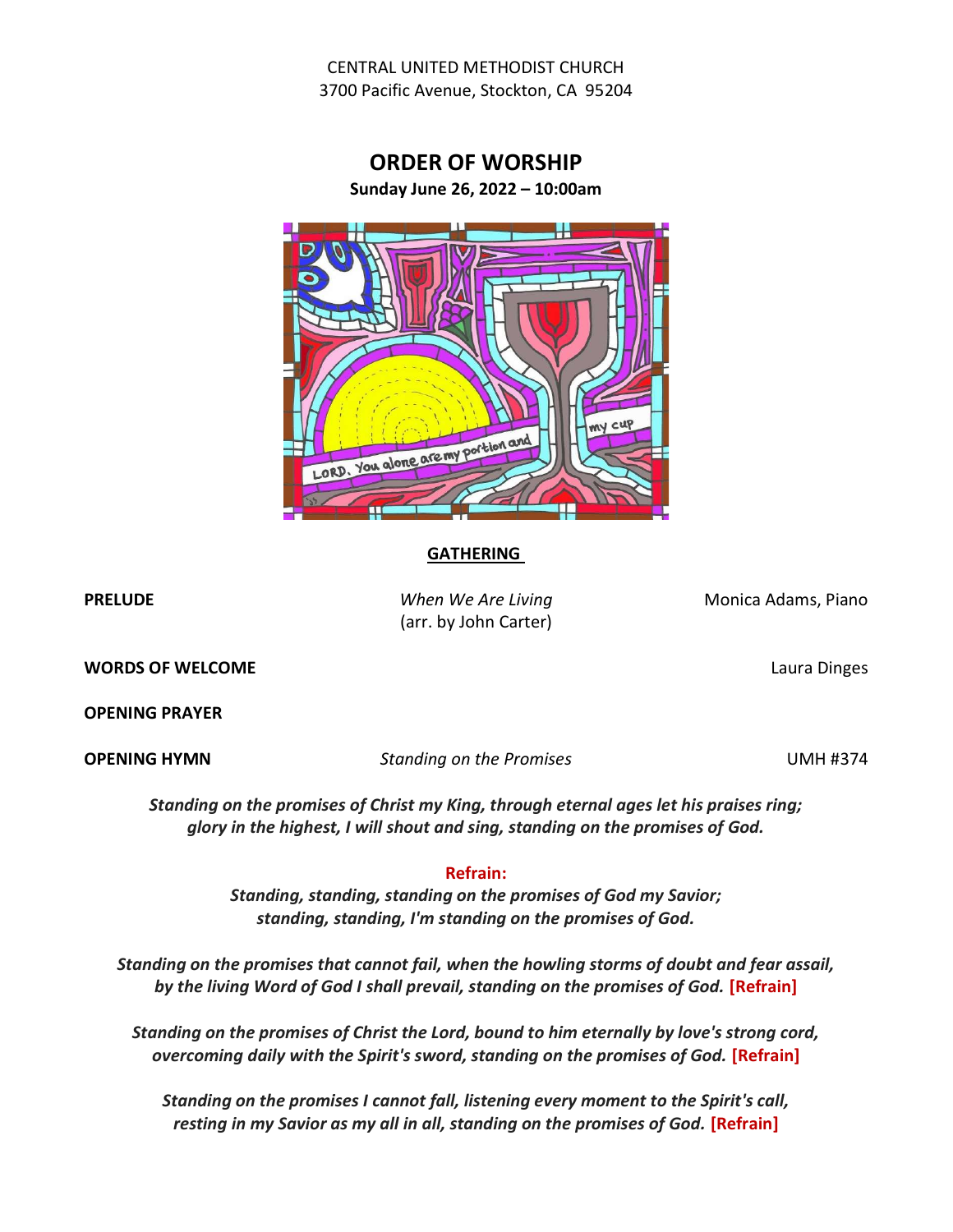CENTRAL UNITED METHODIST CHURCH
3700 Pacific Avenue, Stockton, CA 95204

# ORDER OF WORSHIP

**Sunday June 26, 2022 – 10:00am**

## GATHERING

**PRELUDE** — *When We Are Living* (arr. by John Carter) — Monica Adams, Piano

**WORDS OF WELCOME** — Laura Dinges

**OPENING PRAYER**

**OPENING HYMN** — *Standing on the Promises* — UMH #374

***Standing on the promises of Christ my King, through eternal ages let his praises ring; glory in the highest, I will shout and sing, standing on the promises of God.***

**Refrain:**
***Standing, standing, standing on the promises of God my Savior; standing, standing, I'm standing on the promises of God.***

***Standing on the promises that cannot fail, when the howling storms of doubt and fear assail, by the living Word of God I shall prevail, standing on the promises of God.*** **[Refrain]**

***Standing on the promises of Christ the Lord, bound to him eternally by love's strong cord, overcoming daily with the Spirit's sword, standing on the promises of God.*** **[Refrain]**

***Standing on the promises I cannot fall, listening every moment to the Spirit's call, resting in my Savior as my all in all, standing on the promises of God.*** **[Refrain]**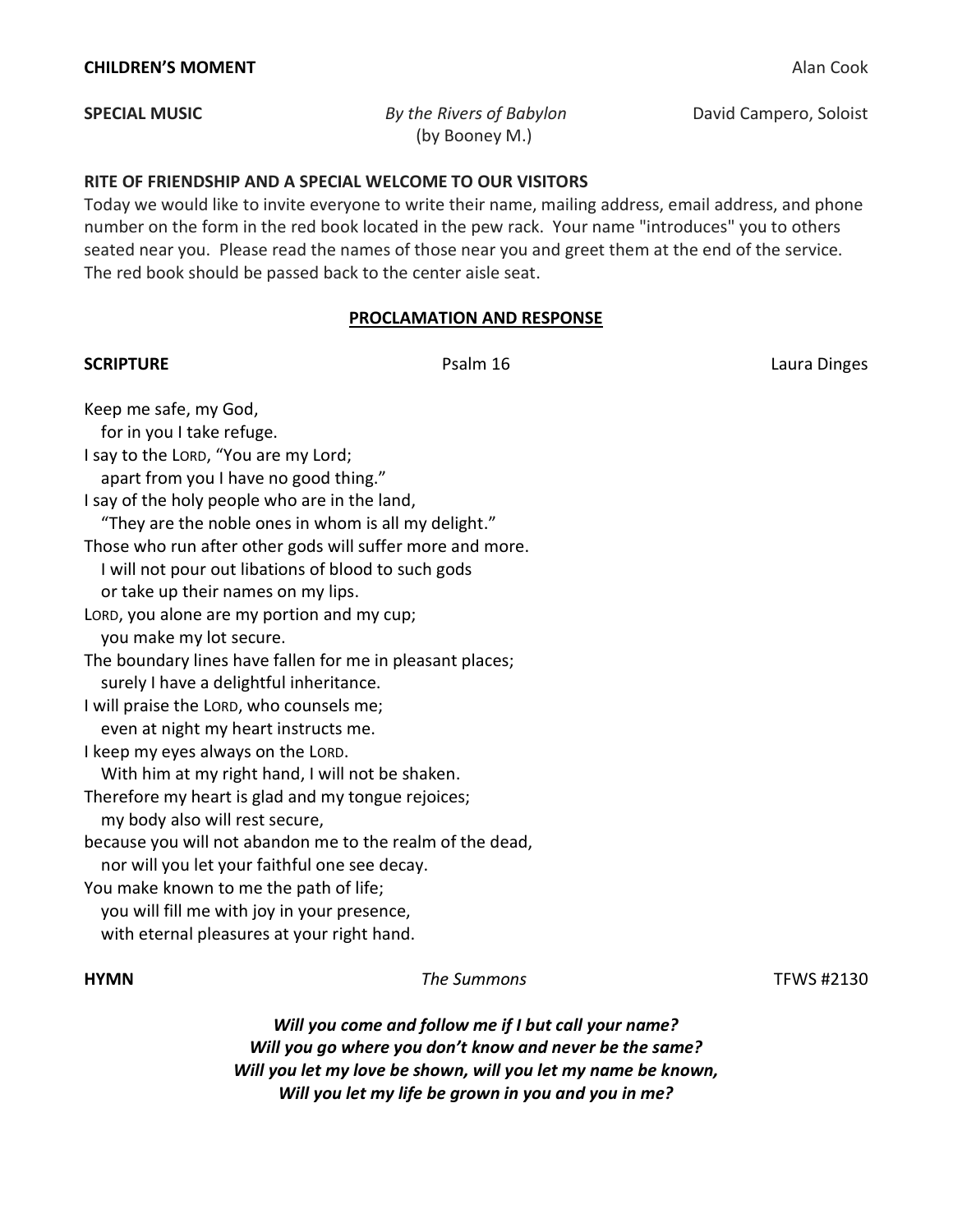**CHILDREN'S MOMENT** Alan Cook

**SPECIAL MUSIC** *By the Rivers of Babylon* (by Booney M.) David Campero, Soloist

**RITE OF FRIENDSHIP AND A SPECIAL WELCOME TO OUR VISITORS**

Today we would like to invite everyone to write their name, mailing address, email address, and phone number on the form in the red book located in the pew rack. Your name "introduces" you to others seated near you. Please read the names of those near you and greet them at the end of the service. The red book should be passed back to the center aisle seat.

## PROCLAMATION AND RESPONSE

**SCRIPTURE** Psalm 16 Laura Dinges

Keep me safe, my God,
for in you I take refuge.
I say to the LORD, "You are my Lord;
apart from you I have no good thing."
I say of the holy people who are in the land,
"They are the noble ones in whom is all my delight."
Those who run after other gods will suffer more and more.
I will not pour out libations of blood to such gods
or take up their names on my lips.
LORD, you alone are my portion and my cup;
you make my lot secure.
The boundary lines have fallen for me in pleasant places;
surely I have a delightful inheritance.
I will praise the LORD, who counsels me;
even at night my heart instructs me.
I keep my eyes always on the LORD.
With him at my right hand, I will not be shaken.
Therefore my heart is glad and my tongue rejoices;
my body also will rest secure,
because you will not abandon me to the realm of the dead,
nor will you let your faithful one see decay.
You make known to me the path of life;
you will fill me with joy in your presence,
with eternal pleasures at your right hand.

**HYMN** *The Summons* TFWS #2130

***Will you come and follow me if I but call your name?***
***Will you go where you don't know and never be the same?***
***Will you let my love be shown, will you let my name be known,***
***Will you let my life be grown in you and you in me?***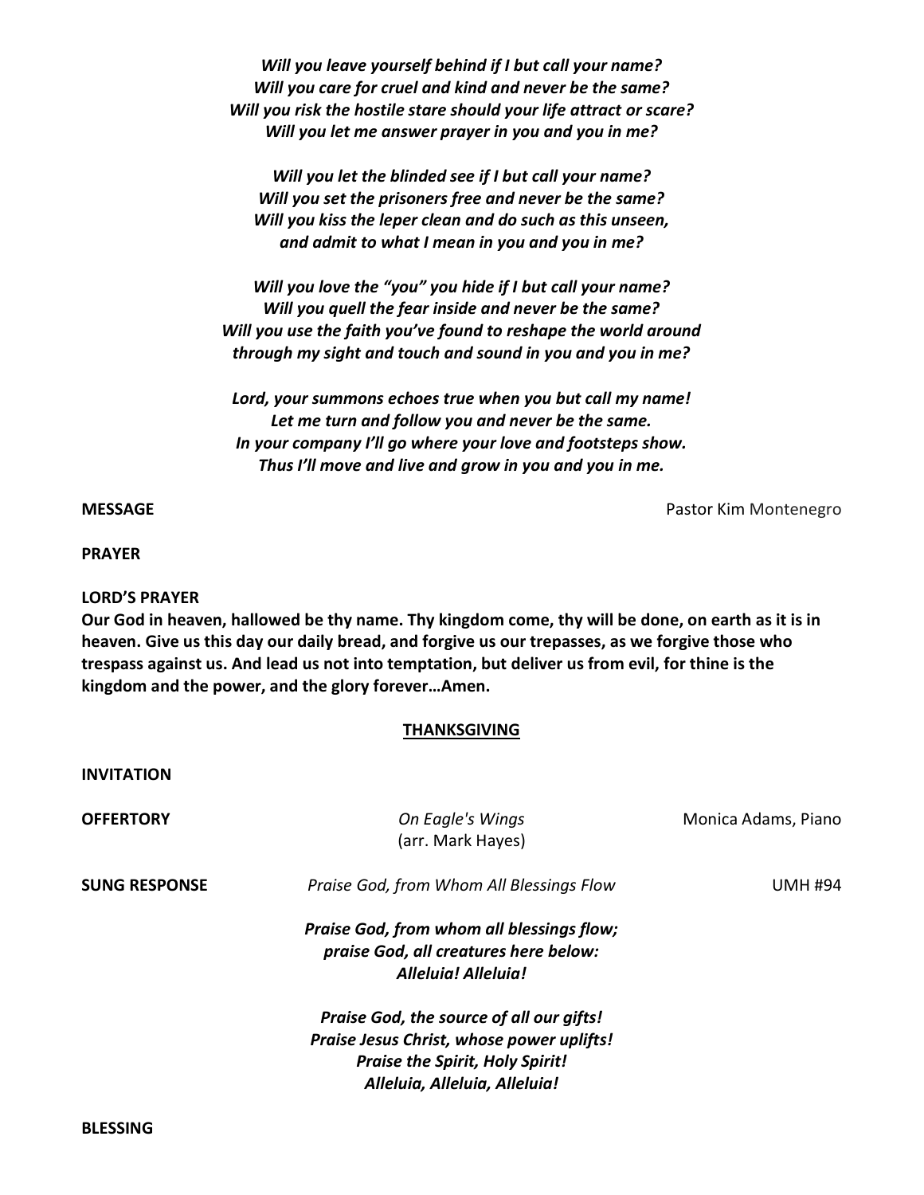***Will you leave yourself behind if I but call your name?***
***Will you care for cruel and kind and never be the same?***
***Will you risk the hostile stare should your life attract or scare?***
***Will you let me answer prayer in you and you in me?***

***Will you let the blinded see if I but call your name?***
***Will you set the prisoners free and never be the same?***
***Will you kiss the leper clean and do such as this unseen,***
***and admit to what I mean in you and you in me?***

***Will you love the "you" you hide if I but call your name?***
***Will you quell the fear inside and never be the same?***
***Will you use the faith you've found to reshape the world around***
***through my sight and touch and sound in you and you in me?***

***Lord, your summons echoes true when you but call my name!***
***Let me turn and follow you and never be the same.***
***In your company I'll go where your love and footsteps show.***
***Thus I'll move and live and grow in you and you in me.***

**MESSAGE** Pastor Kim Montenegro

**PRAYER**

**LORD'S PRAYER**

**Our God in heaven, hallowed be thy name. Thy kingdom come, thy will be done, on earth as it is in heaven. Give us this day our daily bread, and forgive us our trepasses, as we forgive those who trespass against us. And lead us not into temptation, but deliver us from evil, for thine is the kingdom and the power, and the glory forever…Amen.**

## THANKSGIVING

**INVITATION**

**OFFERTORY** *On Eagle's Wings* (arr. Mark Hayes) Monica Adams, Piano

**SUNG RESPONSE** *Praise God, from Whom All Blessings Flow* UMH #94

***Praise God, from whom all blessings flow;***
***praise God, all creatures here below:***
***Alleluia! Alleluia!***

***Praise God, the source of all our gifts!***
***Praise Jesus Christ, whose power uplifts!***
***Praise the Spirit, Holy Spirit!***
***Alleluia, Alleluia, Alleluia!***

**BLESSING**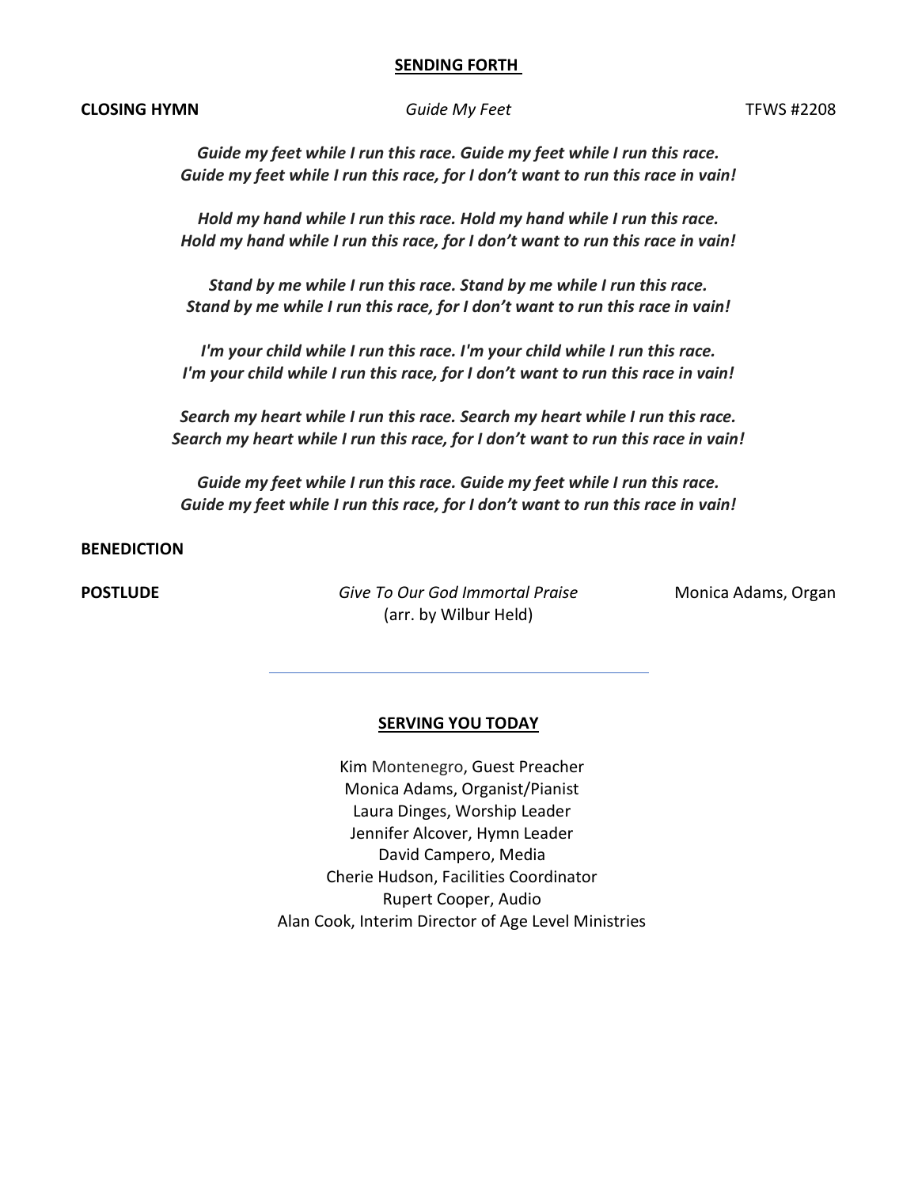## SENDING FORTH

**CLOSING HYMN** *Guide My Feet* TFWS #2208

***Guide my feet while I run this race. Guide my feet while I run this race.***
***Guide my feet while I run this race, for I don't want to run this race in vain!***

***Hold my hand while I run this race. Hold my hand while I run this race.***
***Hold my hand while I run this race, for I don't want to run this race in vain!***

***Stand by me while I run this race. Stand by me while I run this race.***
***Stand by me while I run this race, for I don't want to run this race in vain!***

***I'm your child while I run this race. I'm your child while I run this race.***
***I'm your child while I run this race, for I don't want to run this race in vain!***

***Search my heart while I run this race. Search my heart while I run this race.***
***Search my heart while I run this race, for I don't want to run this race in vain!***

***Guide my feet while I run this race. Guide my feet while I run this race.***
***Guide my feet while I run this race, for I don't want to run this race in vain!***

**BENEDICTION**

**POSTLUDE** *Give To Our God Immortal Praise* (arr. by Wilbur Held) Monica Adams, Organ

---

## SERVING YOU TODAY

Kim Montenegro, Guest Preacher
Monica Adams, Organist/Pianist
Laura Dinges, Worship Leader
Jennifer Alcover, Hymn Leader
David Campero, Media
Cherie Hudson, Facilities Coordinator
Rupert Cooper, Audio
Alan Cook, Interim Director of Age Level Ministries